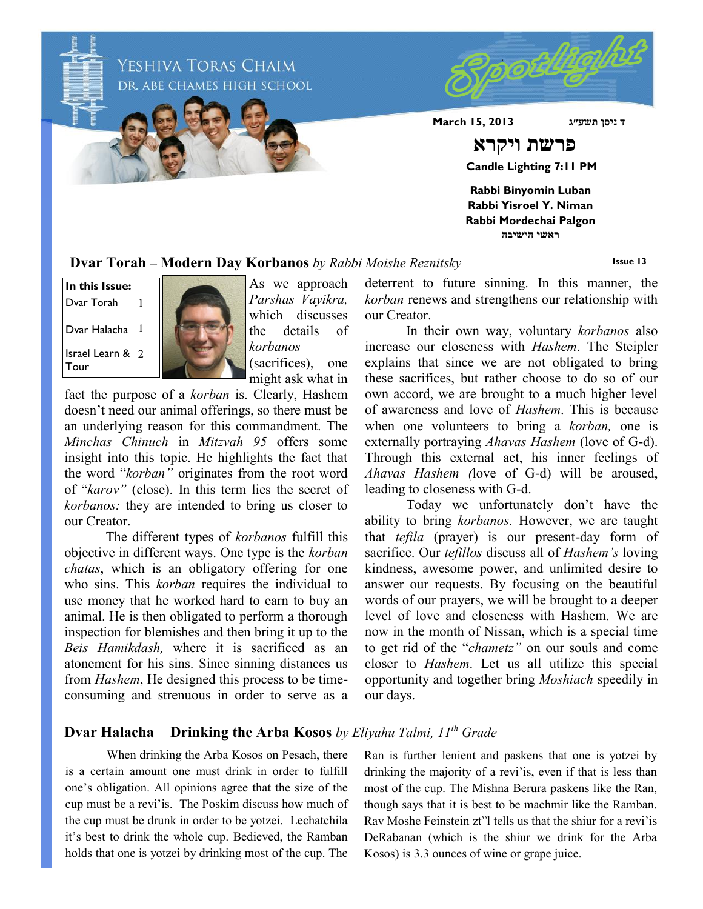# Yeshiva Toras Chaim
## Dr. Abe Chames High School

**Spotlight**

**March 15, 2013** — **ד ניסן תשע״ג**

**פרשת ויקרא**

**Candle Lighting 7:11 PM**

**Rabbi Binyomin Luban**
**Rabbi Yisroel Y. Niman**
**Rabbi Mordechai Palgon**
**ראשי הישיבה**

**Issue 13**

**In this Issue:**

| | |
|---|---|
| Dvar Torah | 1 |
| Dvar Halacha | 1 |
| Israel Learn & Tour | 2 |

## Dvar Torah – Modern Day Korbanos *by Rabbi Moishe Reznitsky*

As we approach *Parshas Vayikra,* which discusses the details of *korbanos* (sacrifices), one might ask what in fact the purpose of a *korban* is. Clearly, Hashem doesn't need our animal offerings, so there must be an underlying reason for this commandment. The *Minchas Chinuch* in *Mitzvah 95* offers some insight into this topic. He highlights the fact that the word "*korban"* originates from the root word of "*karov"* (close). In this term lies the secret of *korbanos:* they are intended to bring us closer to our Creator.

The different types of *korbanos* fulfill this objective in different ways. One type is the *korban chatas*, which is an obligatory offering for one who sins. This *korban* requires the individual to use money that he worked hard to earn to buy an animal. He is then obligated to perform a thorough inspection for blemishes and then bring it up to the *Beis Hamikdash,* where it is sacrificed as an atonement for his sins. Since sinning distances us from *Hashem*, He designed this process to be time-consuming and strenuous in order to serve as a deterrent to future sinning. In this manner, the *korban* renews and strengthens our relationship with our Creator.

In their own way, voluntary *korbanos* also increase our closeness with *Hashem*. The Steipler explains that since we are not obligated to bring these sacrifices, but rather choose to do so of our own accord, we are brought to a much higher level of awareness and love of *Hashem*. This is because when one volunteers to bring a *korban,* one is externally portraying *Ahavas Hashem* (love of G-d). Through this external act, his inner feelings of *Ahavas Hashem (*love of G-d) will be aroused, leading to closeness with G-d.

Today we unfortunately don't have the ability to bring *korbanos.* However, we are taught that *tefila* (prayer) is our present-day form of sacrifice. Our *tefillos* discuss all of *Hashem's* loving kindness, awesome power, and unlimited desire to answer our requests. By focusing on the beautiful words of our prayers, we will be brought to a deeper level of love and closeness with Hashem. We are now in the month of Nissan, which is a special time to get rid of the "*chametz"* on our souls and come closer to *Hashem*. Let us all utilize this special opportunity and together bring *Moshiach* speedily in our days.

## Dvar Halacha – Drinking the Arba Kosos *by Eliyahu Talmi, 11th Grade*

When drinking the Arba Kosos on Pesach, there is a certain amount one must drink in order to fulfill one's obligation. All opinions agree that the size of the cup must be a revi'is. The Poskim discuss how much of the cup must be drunk in order to be yotzei. Lechatchila it's best to drink the whole cup. Bedieved, the Ramban holds that one is yotzei by drinking most of the cup. The Ran is further lenient and paskens that one is yotzei by drinking the majority of a revi'is, even if that is less than most of the cup. The Mishna Berura paskens like the Ran, though says that it is best to be machmir like the Ramban. Rav Moshe Feinstein zt"l tells us that the shiur for a revi'is DeRabanan (which is the shiur we drink for the Arba Kosos) is 3.3 ounces of wine or grape juice.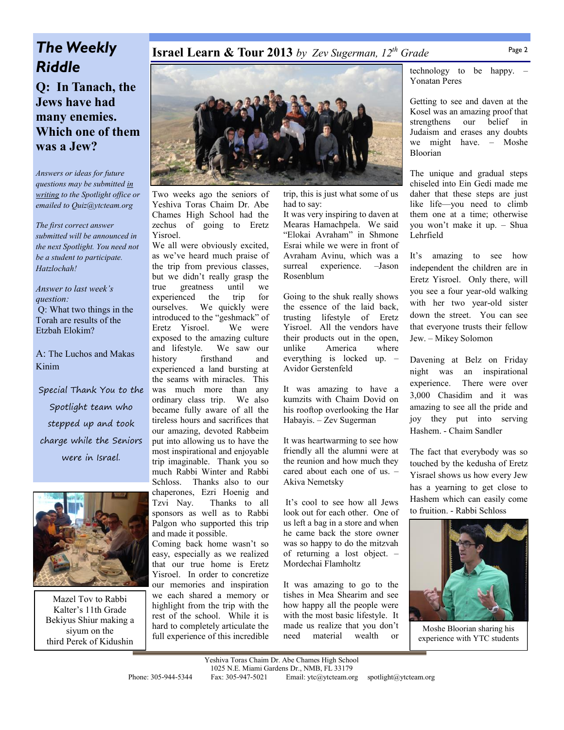# The Weekly Riddle

## Q: In Tanach, the Jews have had many enemies. Which one of them was a Jew?

*Answers or ideas for future questions may be submitted in writing to the Spotlight office or emailed to Quiz@ytcteam.org*

*The first correct answer submitted will be announced in the next Spotlight. You need not be a student to participate. Hatzlochah!*

*Answer to last week's question:*

Q: What two things in the Torah are results of the Etzbah Elokim?

A: The Luchos and Makas Kinim

Special Thank You to the Spotlight team who stepped up and took charge while the Seniors were in Israel.

Mazel Tov to Rabbi Kalter's 11th Grade Bekiyus Shiur making a siyum on the third Perek of Kidushin

# Israel Learn & Tour 2013 *by Zev Sugerman, 12th Grade*

Two weeks ago the seniors of Yeshiva Toras Chaim Dr. Abe Chames High School had the zechus of going to Eretz Yisroel.

We all were obviously excited, as we've heard much praise of the trip from previous classes, but we didn't really grasp the true greatness until we experienced the trip for ourselves. We quickly were introduced to the "geshmack" of Eretz Yisroel. We were exposed to the amazing culture and lifestyle. We saw our history firsthand and experienced a land bursting at the seams with miracles. This was much more than any ordinary class trip. We also became fully aware of all the tireless hours and sacrifices that our amazing, devoted Rabbeim put into allowing us to have the most inspirational and enjoyable trip imaginable. Thank you so much Rabbi Winter and Rabbi Schloss. Thanks also to our chaperones, Ezri Hoenig and Tzvi Nay. Thanks to all sponsors as well as to Rabbi Palgon who supported this trip and made it possible.

Coming back home wasn't so easy, especially as we realized that our true home is Eretz Yisroel. In order to concretize our memories and inspiration we each shared a memory or highlight from the trip with the rest of the school. While it is hard to completely articulate the full experience of this incredible trip, this is just what some of us had to say:

It was very inspiring to daven at Mearas Hamachpela. We said "Elokai Avraham" in Shmone Esrai while we were in front of Avraham Avinu, which was a surreal experience. –Jason Rosenblum

Going to the shuk really shows the essence of the laid back, trusting lifestyle of Eretz Yisroel. All the vendors have their products out in the open, unlike America where everything is locked up. – Avidor Gerstenfeld

It was amazing to have a kumzits with Chaim Dovid on his rooftop overlooking the Har Habayis. – Zev Sugerman

It was heartwarming to see how friendly all the alumni were at the reunion and how much they cared about each one of us. – Akiva Nemetsky

It's cool to see how all Jews look out for each other. One of us left a bag in a store and when he came back the store owner was so happy to do the mitzvah of returning a lost object. – Mordechai Flamholtz

It was amazing to go to the tishes in Mea Shearim and see how happy all the people were with the most basic lifestyle. It made us realize that you don't need material wealth or technology to be happy. – Yonatan Peres

Getting to see and daven at the Kosel was an amazing proof that strengthens our belief in Judaism and erases any doubts we might have. – Moshe Bloorian

The unique and gradual steps chiseled into Ein Gedi made me daher that these steps are just like life—you need to climb them one at a time; otherwise you won't make it up. – Shua Lehrfeld

It's amazing to see how independent the children are in Eretz Yisroel. Only there, will you see a four year-old walking with her two year-old sister down the street. You can see that everyone trusts their fellow Jew. – Mikey Solomon

Davening at Belz on Friday night was an inspirational experience. There were over 3,000 Chasidim and it was amazing to see all the pride and joy they put into serving Hashem. - Chaim Sandler

The fact that everybody was so touched by the kedusha of Eretz Yisrael shows us how every Jew has a yearning to get close to Hashem which can easily come to fruition. - Rabbi Schloss

Moshe Bloorian sharing his experience with YTC students

Yeshiva Toras Chaim Dr. Abe Chames High School
1025 N.E. Miami Gardens Dr., NMB, FL 33179
Phone: 305-944-5344 Fax: 305-947-5021 Email: ytc@ytcteam.org spotlight@ytcteam.org